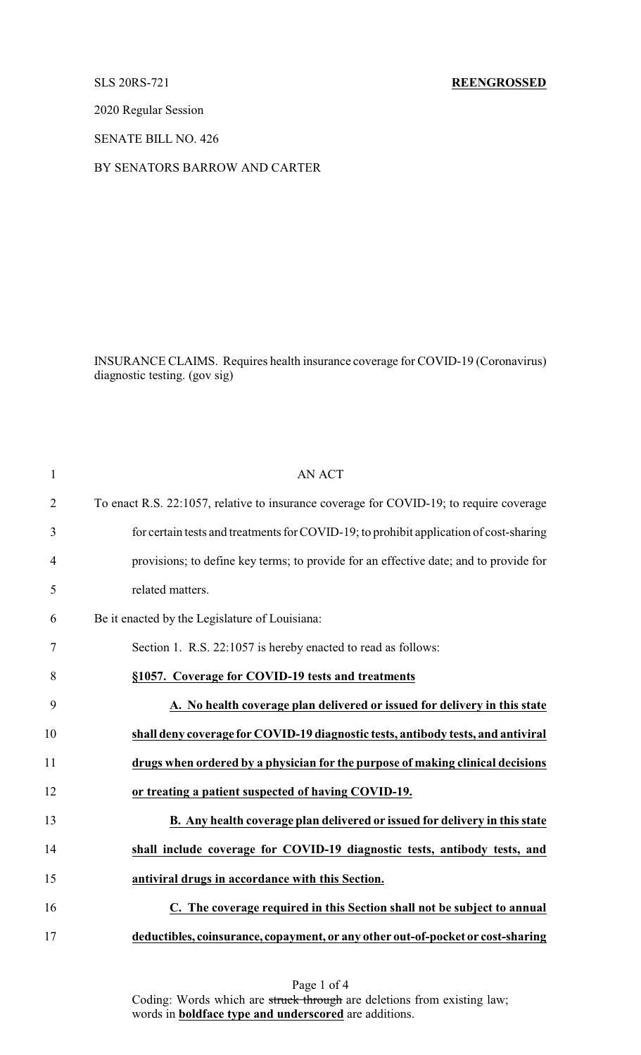SLS 20RS-721 **REENGROSSED**

2020 Regular Session

SENATE BILL NO. 426

BY SENATORS BARROW AND CARTER

INSURANCE CLAIMS. Requires health insurance coverage for COVID-19 (Coronavirus) diagnostic testing. (gov sig)

AN ACT

To enact R.S. 22:1057, relative to insurance coverage for COVID-19; to require coverage for certain tests and treatments for COVID-19; to prohibit application of cost-sharing provisions; to define key terms; to provide for an effective date; and to provide for related matters.

Be it enacted by the Legislature of Louisiana:

Section 1. R.S. 22:1057 is hereby enacted to read as follows:

**§1057. Coverage for COVID-19 tests and treatments**

**A. No health coverage plan delivered or issued for delivery in this state shall deny coverage for COVID-19 diagnostic tests, antibody tests, and antiviral drugs when ordered by a physician for the purpose of making clinical decisions or treating a patient suspected of having COVID-19.**

**B. Any health coverage plan delivered or issued for delivery in this state shall include coverage for COVID-19 diagnostic tests, antibody tests, and antiviral drugs in accordance with this Section.**

**C. The coverage required in this Section shall not be subject to annual deductibles, coinsurance, copayment, or any other out-of-pocket or cost-sharing**

Coding: Words which are ~~struck through~~ are deletions from existing law; words in **boldface type and underscored** are additions.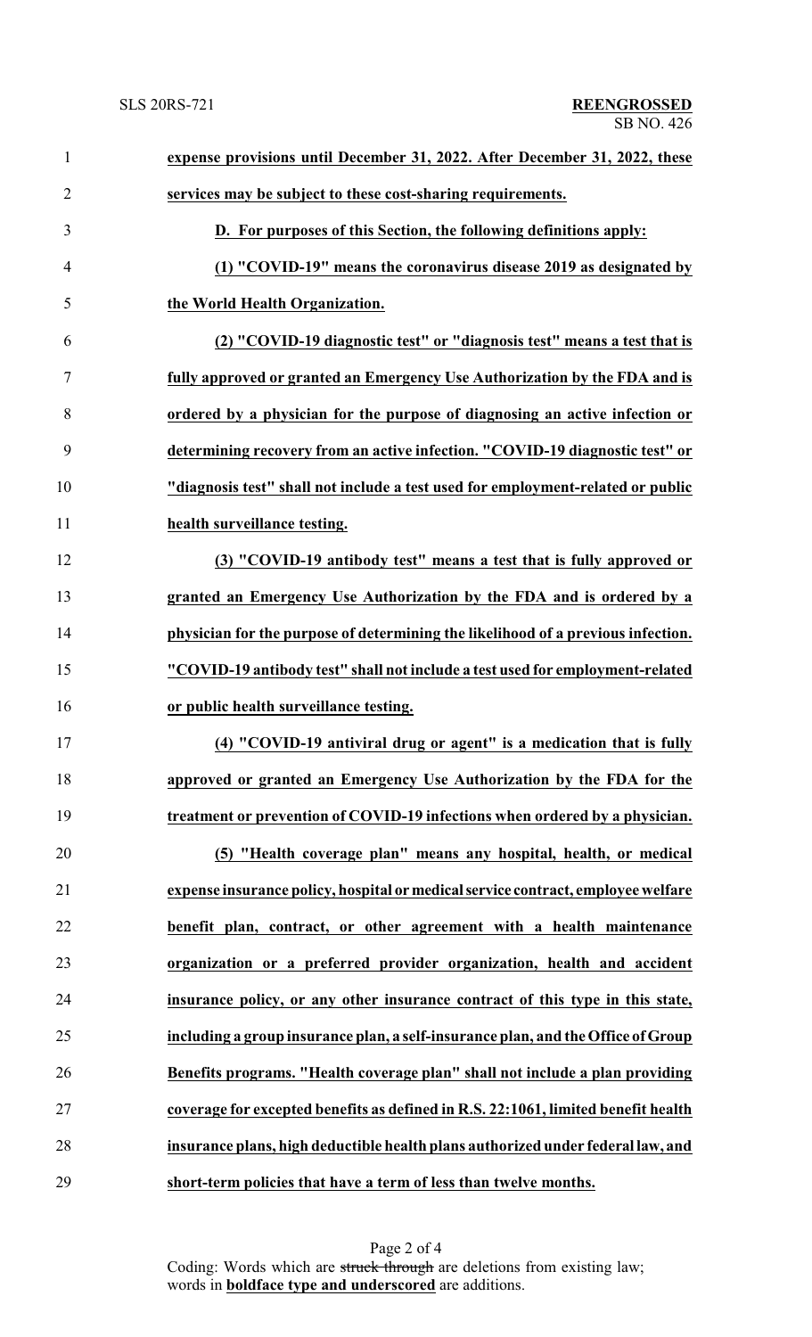**expense provisions until December 31, 2022. After December 31, 2022, these services may be subject to these cost-sharing requirements.**

**D. For purposes of this Section, the following definitions apply:**

**(1) "COVID-19" means the coronavirus disease 2019 as designated by the World Health Organization.**

**(2) "COVID-19 diagnostic test" or "diagnosis test" means a test that is fully approved or granted an Emergency Use Authorization by the FDA and is ordered by a physician for the purpose of diagnosing an active infection or determining recovery from an active infection. "COVID-19 diagnostic test" or "diagnosis test" shall not include a test used for employment-related or public health surveillance testing.**

**(3) "COVID-19 antibody test" means a test that is fully approved or granted an Emergency Use Authorization by the FDA and is ordered by a physician for the purpose of determining the likelihood of a previous infection. "COVID-19 antibody test" shall not include a test used for employment-related or public health surveillance testing.**

**(4) "COVID-19 antiviral drug or agent" is a medication that is fully approved or granted an Emergency Use Authorization by the FDA for the treatment or prevention of COVID-19 infections when ordered by a physician.**

**(5) "Health coverage plan" means any hospital, health, or medical expense insurance policy, hospital or medical service contract, employee welfare benefit plan, contract, or other agreement with a health maintenance organization or a preferred provider organization, health and accident insurance policy, or any other insurance contract of this type in this state, including a group insurance plan, a self-insurance plan, and the Office of Group Benefits programs. "Health coverage plan" shall not include a plan providing coverage for excepted benefits as defined in R.S. 22:1061, limited benefit health insurance plans, high deductible health plans authorized under federal law, and short-term policies that have a term of less than twelve months.**

Coding: Words which are ~~struck through~~ are deletions from existing law; words in **boldface type and underscored** are additions.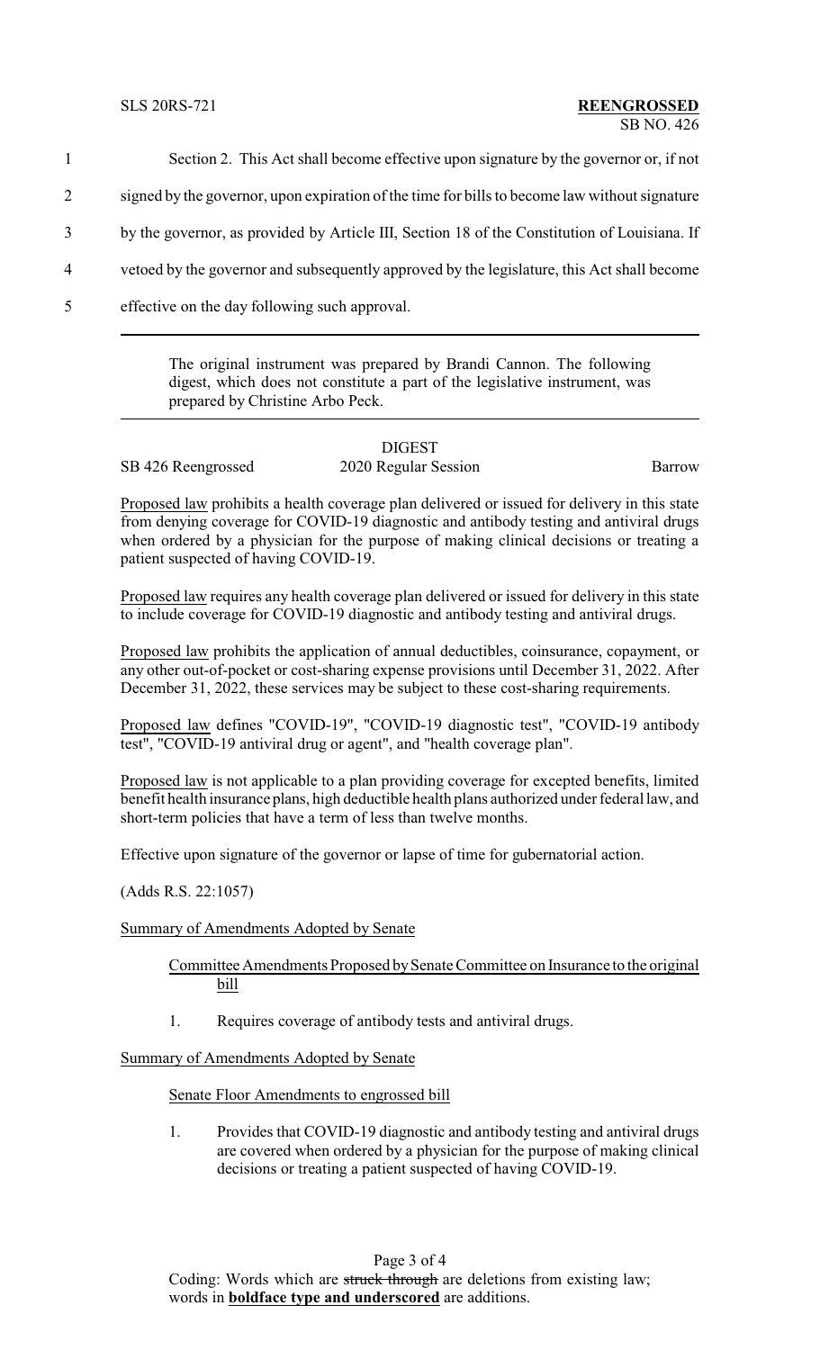Section 2. This Act shall become effective upon signature by the governor or, if not signed by the governor, upon expiration of the time for bills to become law without signature by the governor, as provided by Article III, Section 18 of the Constitution of Louisiana. If vetoed by the governor and subsequently approved by the legislature, this Act shall become effective on the day following such approval.

---

The original instrument was prepared by Brandi Cannon. The following digest, which does not constitute a part of the legislative instrument, was prepared by Christine Arbo Peck.

---

DIGEST

SB 426 Reengrossed 2020 Regular Session Barrow

Proposed law prohibits a health coverage plan delivered or issued for delivery in this state from denying coverage for COVID-19 diagnostic and antibody testing and antiviral drugs when ordered by a physician for the purpose of making clinical decisions or treating a patient suspected of having COVID-19.

Proposed law requires any health coverage plan delivered or issued for delivery in this state to include coverage for COVID-19 diagnostic and antibody testing and antiviral drugs.

Proposed law prohibits the application of annual deductibles, coinsurance, copayment, or any other out-of-pocket or cost-sharing expense provisions until December 31, 2022. After December 31, 2022, these services may be subject to these cost-sharing requirements.

Proposed law defines "COVID-19", "COVID-19 diagnostic test", "COVID-19 antibody test", "COVID-19 antiviral drug or agent", and "health coverage plan".

Proposed law is not applicable to a plan providing coverage for excepted benefits, limited benefit health insurance plans, high deductible health plans authorized under federal law, and short-term policies that have a term of less than twelve months.

Effective upon signature of the governor or lapse of time for gubernatorial action.

(Adds R.S. 22:1057)

Summary of Amendments Adopted by Senate

Committee Amendments Proposed by Senate Committee on Insurance to the original bill

1. Requires coverage of antibody tests and antiviral drugs.

Summary of Amendments Adopted by Senate

Senate Floor Amendments to engrossed bill

1. Provides that COVID-19 diagnostic and antibody testing and antiviral drugs are covered when ordered by a physician for the purpose of making clinical decisions or treating a patient suspected of having COVID-19.

Coding: Words which are ~~struck through~~ are deletions from existing law; words in **boldface type and underscored** are additions.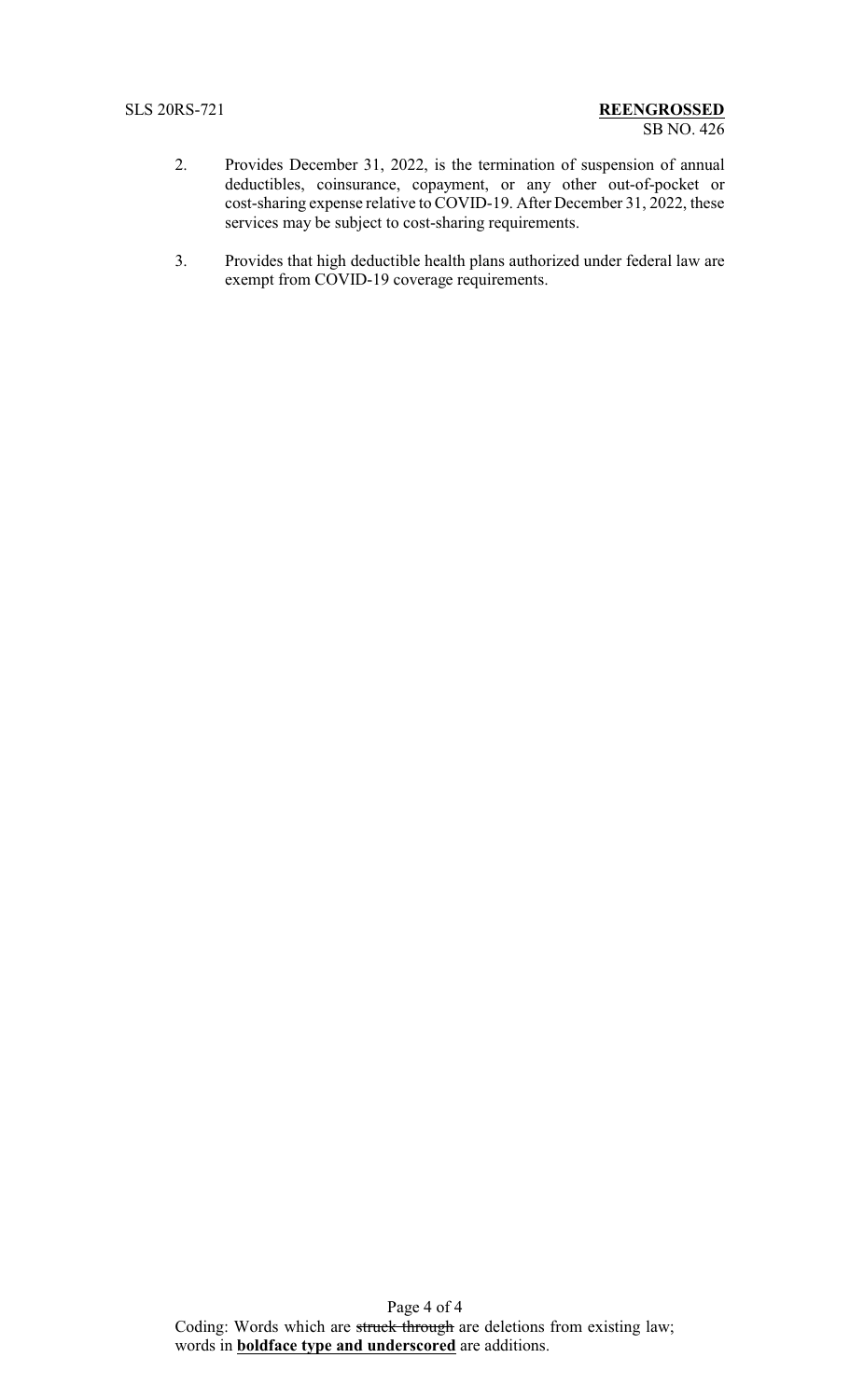2. Provides December 31, 2022, is the termination of suspension of annual deductibles, coinsurance, copayment, or any other out-of-pocket or cost-sharing expense relative to COVID-19. After December 31, 2022, these services may be subject to cost-sharing requirements.

3. Provides that high deductible health plans authorized under federal law are exempt from COVID-19 coverage requirements.